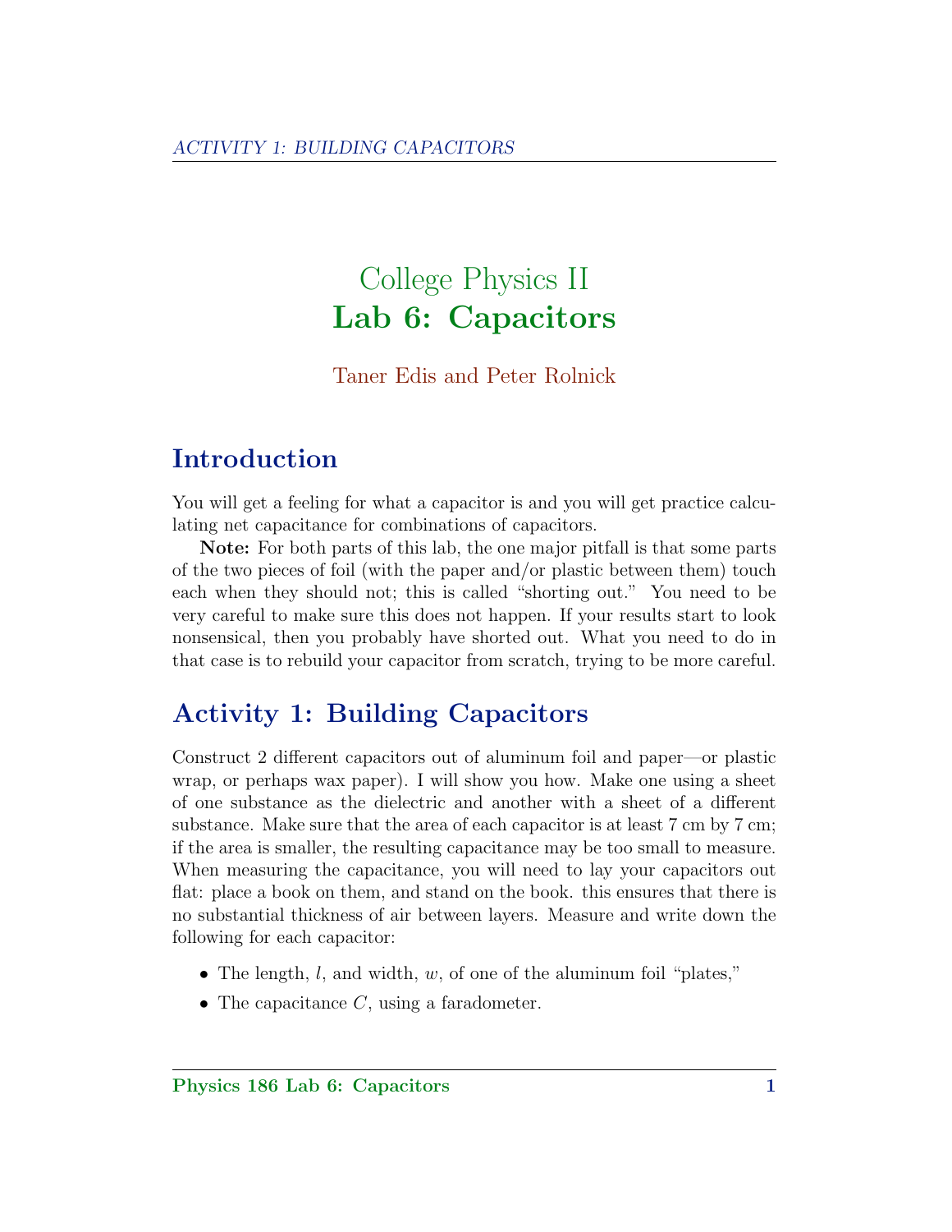# College Physics II
# Lab 6: Capacitors

Taner Edis and Peter Rolnick

## Introduction

You will get a feeling for what a capacitor is and you will get practice calculating net capacitance for combinations of capacitors.

**Note:** For both parts of this lab, the one major pitfall is that some parts of the two pieces of foil (with the paper and/or plastic between them) touch each when they should not; this is called "shorting out." You need to be very careful to make sure this does not happen. If your results start to look nonsensical, then you probably have shorted out. What you need to do in that case is to rebuild your capacitor from scratch, trying to be more careful.

## Activity 1: Building Capacitors

Construct 2 different capacitors out of aluminum foil and paper—or plastic wrap, or perhaps wax paper). I will show you how. Make one using a sheet of one substance as the dielectric and another with a sheet of a different substance. Make sure that the area of each capacitor is at least 7 cm by 7 cm; if the area is smaller, the resulting capacitance may be too small to measure. When measuring the capacitance, you will need to lay your capacitors out flat: place a book on them, and stand on the book. this ensures that there is no substantial thickness of air between layers. Measure and write down the following for each capacitor:

- The length, $l$, and width, $w$, of one of the aluminum foil "plates,"
- The capacitance $C$, using a faradometer.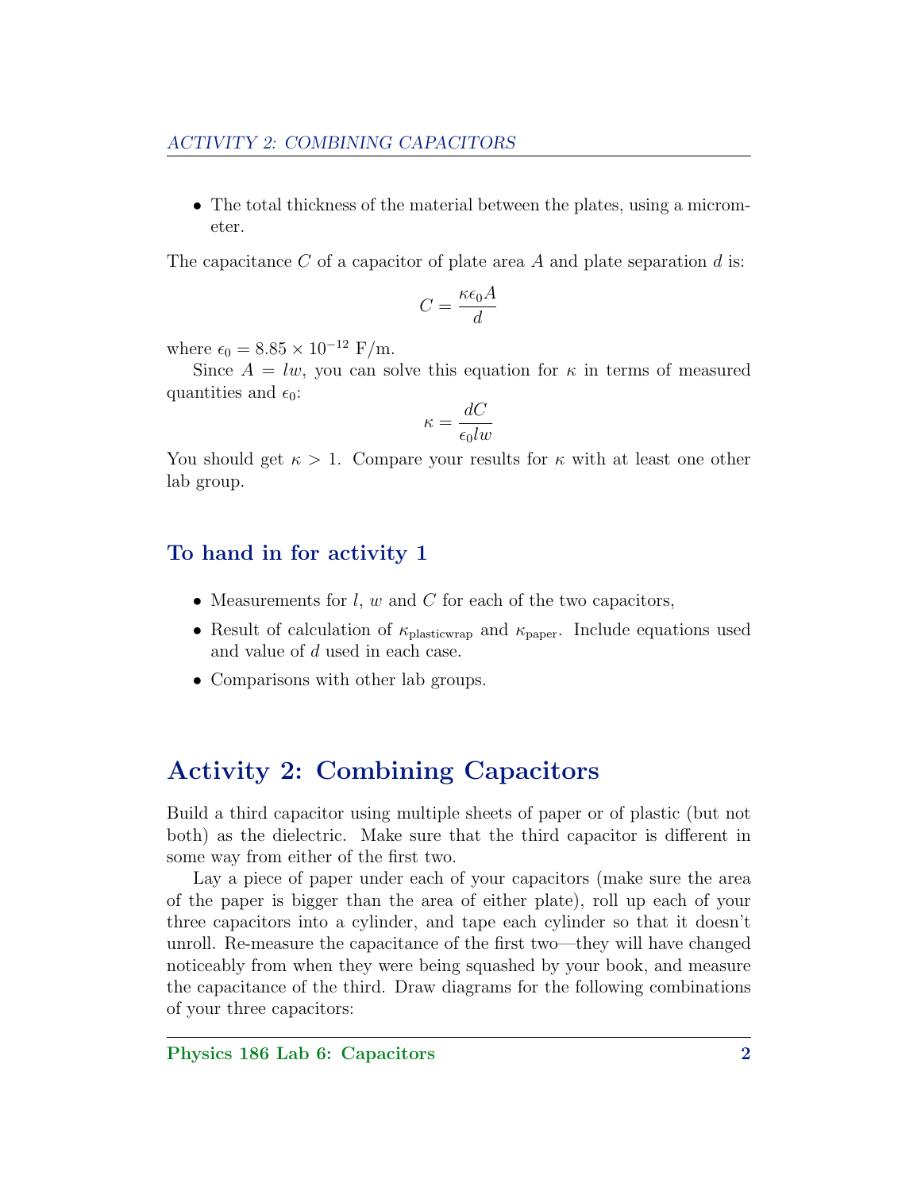- The total thickness of the material between the plates, using a micrometer.

The capacitance $C$ of a capacitor of plate area $A$ and plate separation $d$ is:

$$C = \frac{\kappa \epsilon_0 A}{d}$$

where $\epsilon_0 = 8.85 \times 10^{-12}$ F/m.

Since $A = lw$, you can solve this equation for $\kappa$ in terms of measured quantities and $\epsilon_0$:

$$\kappa = \frac{dC}{\epsilon_0 lw}$$

You should get $\kappa > 1$. Compare your results for $\kappa$ with at least one other lab group.

### To hand in for activity 1

- Measurements for $l$, $w$ and $C$ for each of the two capacitors,
- Result of calculation of $\kappa_{\text{plasticwrap}}$ and $\kappa_{\text{paper}}$. Include equations used and value of $d$ used in each case.
- Comparisons with other lab groups.

## Activity 2: Combining Capacitors

Build a third capacitor using multiple sheets of paper or of plastic (but not both) as the dielectric. Make sure that the third capacitor is different in some way from either of the first two.

Lay a piece of paper under each of your capacitors (make sure the area of the paper is bigger than the area of either plate), roll up each of your three capacitors into a cylinder, and tape each cylinder so that it doesn't unroll. Re-measure the capacitance of the first two—they will have changed noticeably from when they were being squashed by your book, and measure the capacitance of the third. Draw diagrams for the following combinations of your three capacitors: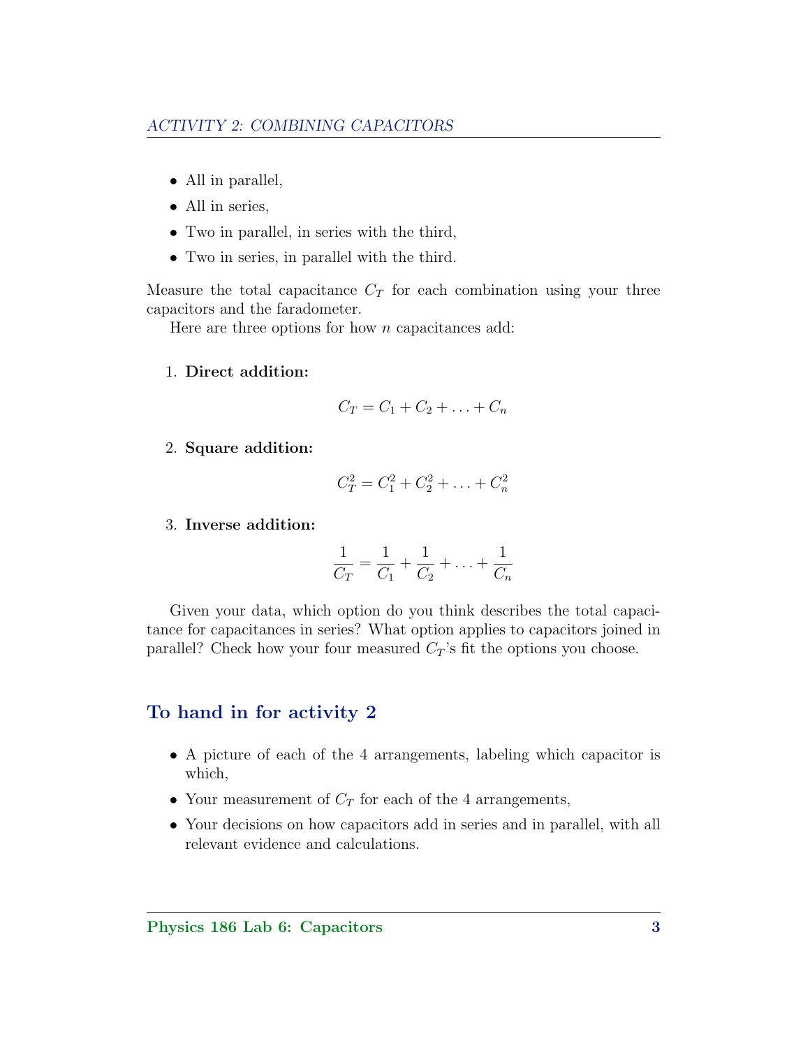- All in parallel,
- All in series,
- Two in parallel, in series with the third,
- Two in series, in parallel with the third.

Measure the total capacitance $C_T$ for each combination using your three capacitors and the faradometer.

Here are three options for how $n$ capacitances add:

1. **Direct addition:**

$$C_T = C_1 + C_2 + \ldots + C_n$$

2. **Square addition:**

$$C_T^2 = C_1^2 + C_2^2 + \ldots + C_n^2$$

3. **Inverse addition:**

$$\frac{1}{C_T} = \frac{1}{C_1} + \frac{1}{C_2} + \ldots + \frac{1}{C_n}$$

Given your data, which option do you think describes the total capacitance for capacitances in series? What option applies to capacitors joined in parallel? Check how your four measured $C_T$'s fit the options you choose.

## To hand in for activity 2

- A picture of each of the 4 arrangements, labeling which capacitor is which,
- Your measurement of $C_T$ for each of the 4 arrangements,
- Your decisions on how capacitors add in series and in parallel, with all relevant evidence and calculations.